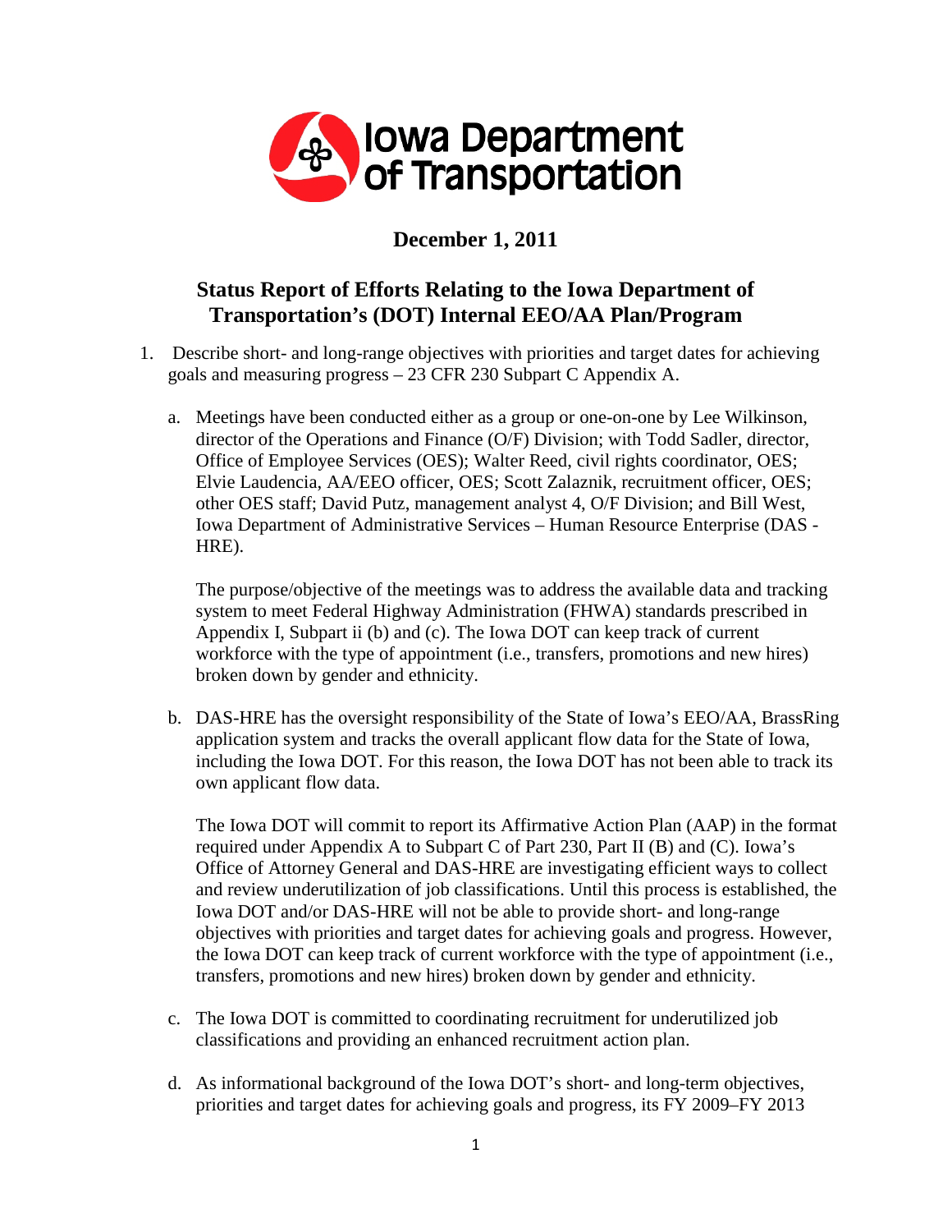Iowa Department of Transportation

**December 1, 2011**

## Status Report of Efforts Relating to the Iowa Department of Transportation's (DOT) Internal EEO/AA Plan/Program

1. Describe short- and long-range objectives with priorities and target dates for achieving goals and measuring progress – 23 CFR 230 Subpart C Appendix A.

   a. Meetings have been conducted either as a group or one-on-one by Lee Wilkinson, director of the Operations and Finance (O/F) Division; with Todd Sadler, director, Office of Employee Services (OES); Walter Reed, civil rights coordinator, OES; Elvie Laudencia, AA/EEO officer, OES; Scott Zalaznik, recruitment officer, OES; other OES staff; David Putz, management analyst 4, O/F Division; and Bill West, Iowa Department of Administrative Services – Human Resource Enterprise (DAS - HRE).

      The purpose/objective of the meetings was to address the available data and tracking system to meet Federal Highway Administration (FHWA) standards prescribed in Appendix I, Subpart ii (b) and (c). The Iowa DOT can keep track of current workforce with the type of appointment (i.e., transfers, promotions and new hires) broken down by gender and ethnicity.

   b. DAS-HRE has the oversight responsibility of the State of Iowa's EEO/AA, BrassRing application system and tracks the overall applicant flow data for the State of Iowa, including the Iowa DOT. For this reason, the Iowa DOT has not been able to track its own applicant flow data.

      The Iowa DOT will commit to report its Affirmative Action Plan (AAP) in the format required under Appendix A to Subpart C of Part 230, Part II (B) and (C). Iowa's Office of Attorney General and DAS-HRE are investigating efficient ways to collect and review underutilization of job classifications. Until this process is established, the Iowa DOT and/or DAS-HRE will not be able to provide short- and long-range objectives with priorities and target dates for achieving goals and progress. However, the Iowa DOT can keep track of current workforce with the type of appointment (i.e., transfers, promotions and new hires) broken down by gender and ethnicity.

   c. The Iowa DOT is committed to coordinating recruitment for underutilized job classifications and providing an enhanced recruitment action plan.

   d. As informational background of the Iowa DOT's short- and long-term objectives, priorities and target dates for achieving goals and progress, its FY 2009–FY 2013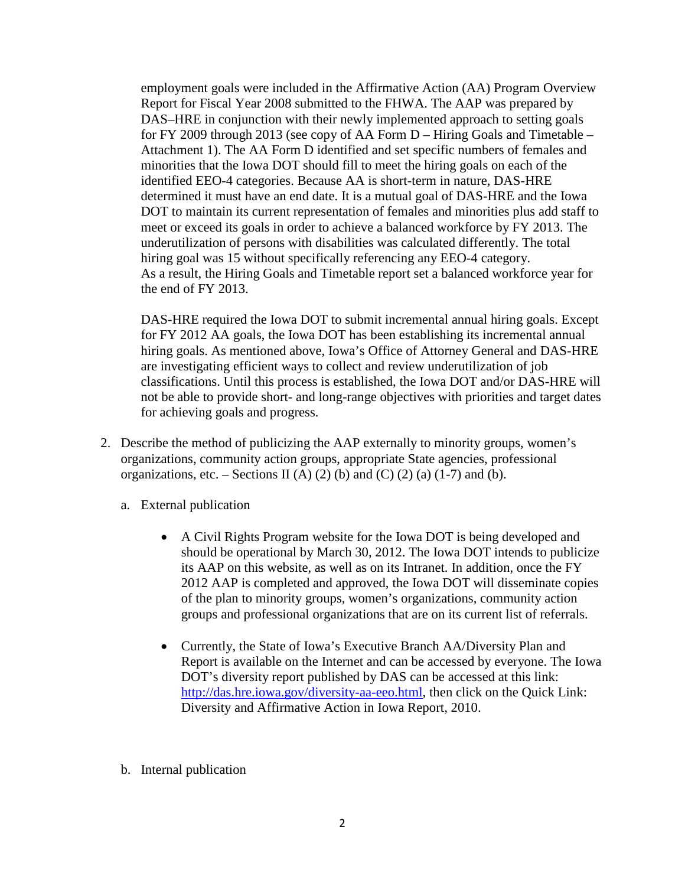employment goals were included in the Affirmative Action (AA) Program Overview Report for Fiscal Year 2008 submitted to the FHWA. The AAP was prepared by DAS–HRE in conjunction with their newly implemented approach to setting goals for FY 2009 through 2013 (see copy of AA Form D – Hiring Goals and Timetable – Attachment 1). The AA Form D identified and set specific numbers of females and minorities that the Iowa DOT should fill to meet the hiring goals on each of the identified EEO-4 categories. Because AA is short-term in nature, DAS-HRE determined it must have an end date. It is a mutual goal of DAS-HRE and the Iowa DOT to maintain its current representation of females and minorities plus add staff to meet or exceed its goals in order to achieve a balanced workforce by FY 2013. The underutilization of persons with disabilities was calculated differently. The total hiring goal was 15 without specifically referencing any EEO-4 category. As a result, the Hiring Goals and Timetable report set a balanced workforce year for the end of FY 2013.

DAS-HRE required the Iowa DOT to submit incremental annual hiring goals. Except for FY 2012 AA goals, the Iowa DOT has been establishing its incremental annual hiring goals. As mentioned above, Iowa's Office of Attorney General and DAS-HRE are investigating efficient ways to collect and review underutilization of job classifications. Until this process is established, the Iowa DOT and/or DAS-HRE will not be able to provide short- and long-range objectives with priorities and target dates for achieving goals and progress.

2. Describe the method of publicizing the AAP externally to minority groups, women's organizations, community action groups, appropriate State agencies, professional organizations, etc. – Sections II (A) (2) (b) and (C) (2) (a) (1-7) and (b).

   a. External publication

      - A Civil Rights Program website for the Iowa DOT is being developed and should be operational by March 30, 2012. The Iowa DOT intends to publicize its AAP on this website, as well as on its Intranet. In addition, once the FY 2012 AAP is completed and approved, the Iowa DOT will disseminate copies of the plan to minority groups, women's organizations, community action groups and professional organizations that are on its current list of referrals.

      - Currently, the State of Iowa's Executive Branch AA/Diversity Plan and Report is available on the Internet and can be accessed by everyone. The Iowa DOT's diversity report published by DAS can be accessed at this link: http://das.hre.iowa.gov/diversity-aa-eeo.html, then click on the Quick Link: Diversity and Affirmative Action in Iowa Report, 2010.

   b. Internal publication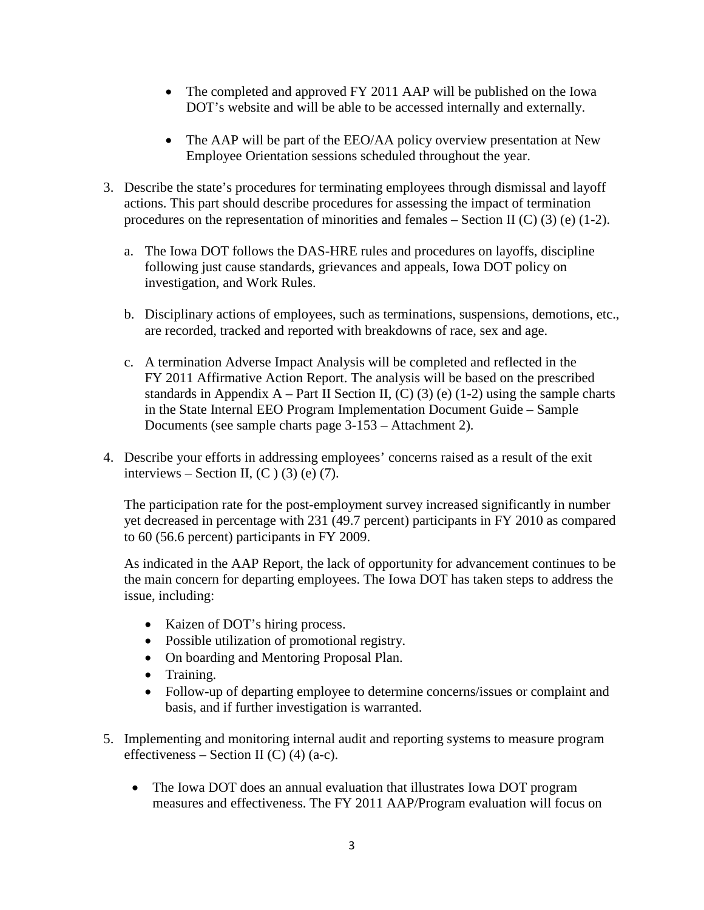- The completed and approved FY 2011 AAP will be published on the Iowa DOT's website and will be able to be accessed internally and externally.

- The AAP will be part of the EEO/AA policy overview presentation at New Employee Orientation sessions scheduled throughout the year.

3. Describe the state's procedures for terminating employees through dismissal and layoff actions. This part should describe procedures for assessing the impact of termination procedures on the representation of minorities and females – Section II (C) (3) (e) (1-2).

   a. The Iowa DOT follows the DAS-HRE rules and procedures on layoffs, discipline following just cause standards, grievances and appeals, Iowa DOT policy on investigation, and Work Rules.

   b. Disciplinary actions of employees, such as terminations, suspensions, demotions, etc., are recorded, tracked and reported with breakdowns of race, sex and age.

   c. A termination Adverse Impact Analysis will be completed and reflected in the FY 2011 Affirmative Action Report. The analysis will be based on the prescribed standards in Appendix A – Part II Section II, (C) (3) (e) (1-2) using the sample charts in the State Internal EEO Program Implementation Document Guide – Sample Documents (see sample charts page 3-153 – Attachment 2).

4. Describe your efforts in addressing employees' concerns raised as a result of the exit interviews – Section II, (C ) (3) (e) (7).

   The participation rate for the post-employment survey increased significantly in number yet decreased in percentage with 231 (49.7 percent) participants in FY 2010 as compared to 60 (56.6 percent) participants in FY 2009.

   As indicated in the AAP Report, the lack of opportunity for advancement continues to be the main concern for departing employees. The Iowa DOT has taken steps to address the issue, including:

   - Kaizen of DOT's hiring process.
   - Possible utilization of promotional registry.
   - On boarding and Mentoring Proposal Plan.
   - Training.
   - Follow-up of departing employee to determine concerns/issues or complaint and basis, and if further investigation is warranted.

5. Implementing and monitoring internal audit and reporting systems to measure program effectiveness – Section II (C) (4) (a-c).

   - The Iowa DOT does an annual evaluation that illustrates Iowa DOT program measures and effectiveness. The FY 2011 AAP/Program evaluation will focus on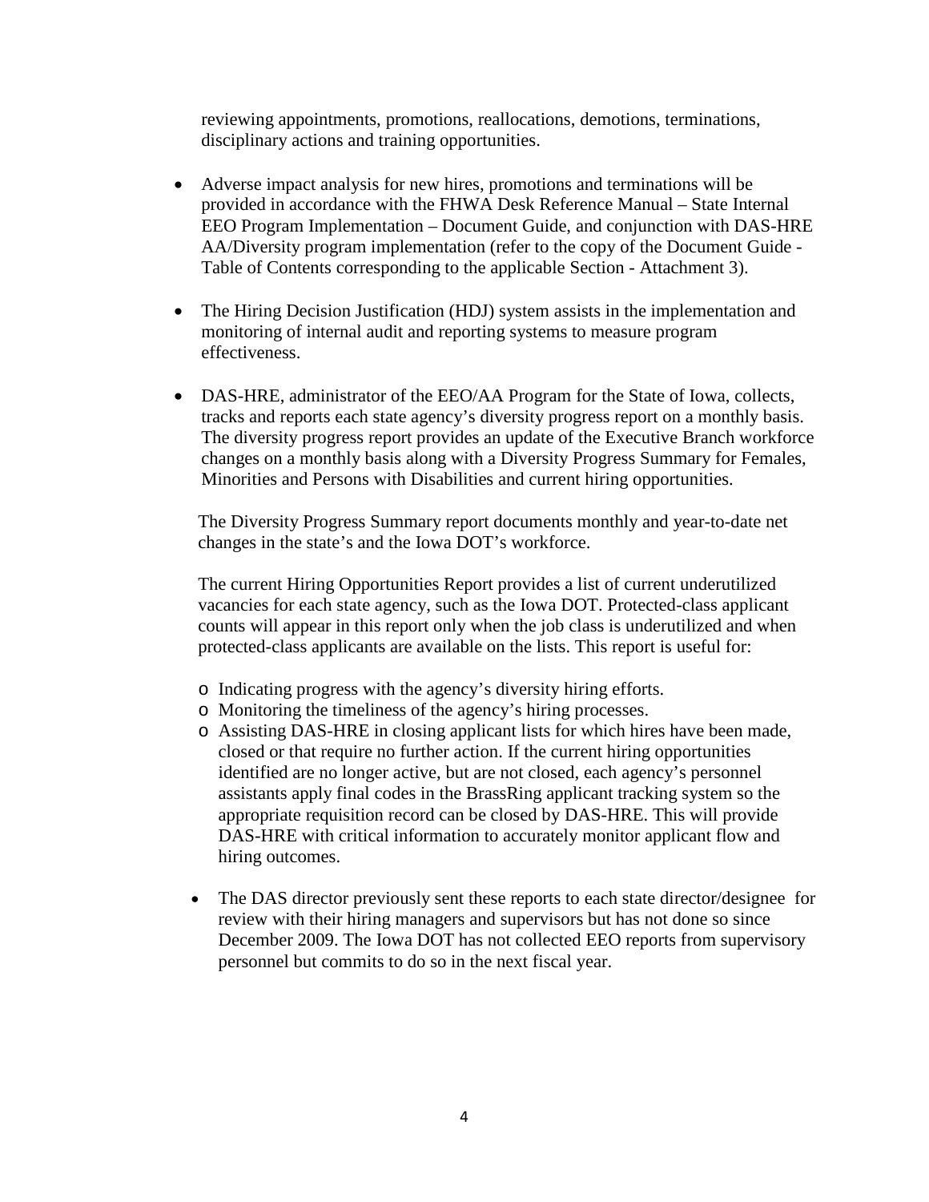reviewing appointments, promotions, reallocations, demotions, terminations, disciplinary actions and training opportunities.

- Adverse impact analysis for new hires, promotions and terminations will be provided in accordance with the FHWA Desk Reference Manual – State Internal EEO Program Implementation – Document Guide, and conjunction with DAS-HRE AA/Diversity program implementation (refer to the copy of the Document Guide - Table of Contents corresponding to the applicable Section - Attachment 3).

- The Hiring Decision Justification (HDJ) system assists in the implementation and monitoring of internal audit and reporting systems to measure program effectiveness.

- DAS-HRE, administrator of the EEO/AA Program for the State of Iowa, collects, tracks and reports each state agency's diversity progress report on a monthly basis. The diversity progress report provides an update of the Executive Branch workforce changes on a monthly basis along with a Diversity Progress Summary for Females, Minorities and Persons with Disabilities and current hiring opportunities.

  The Diversity Progress Summary report documents monthly and year-to-date net changes in the state's and the Iowa DOT's workforce.

  The current Hiring Opportunities Report provides a list of current underutilized vacancies for each state agency, such as the Iowa DOT. Protected-class applicant counts will appear in this report only when the job class is underutilized and when protected-class applicants are available on the lists. This report is useful for:

  - Indicating progress with the agency's diversity hiring efforts.
  - Monitoring the timeliness of the agency's hiring processes.
  - Assisting DAS-HRE in closing applicant lists for which hires have been made, closed or that require no further action. If the current hiring opportunities identified are no longer active, but are not closed, each agency's personnel assistants apply final codes in the BrassRing applicant tracking system so the appropriate requisition record can be closed by DAS-HRE. This will provide DAS-HRE with critical information to accurately monitor applicant flow and hiring outcomes.

- The DAS director previously sent these reports to each state director/designee for review with their hiring managers and supervisors but has not done so since December 2009. The Iowa DOT has not collected EEO reports from supervisory personnel but commits to do so in the next fiscal year.